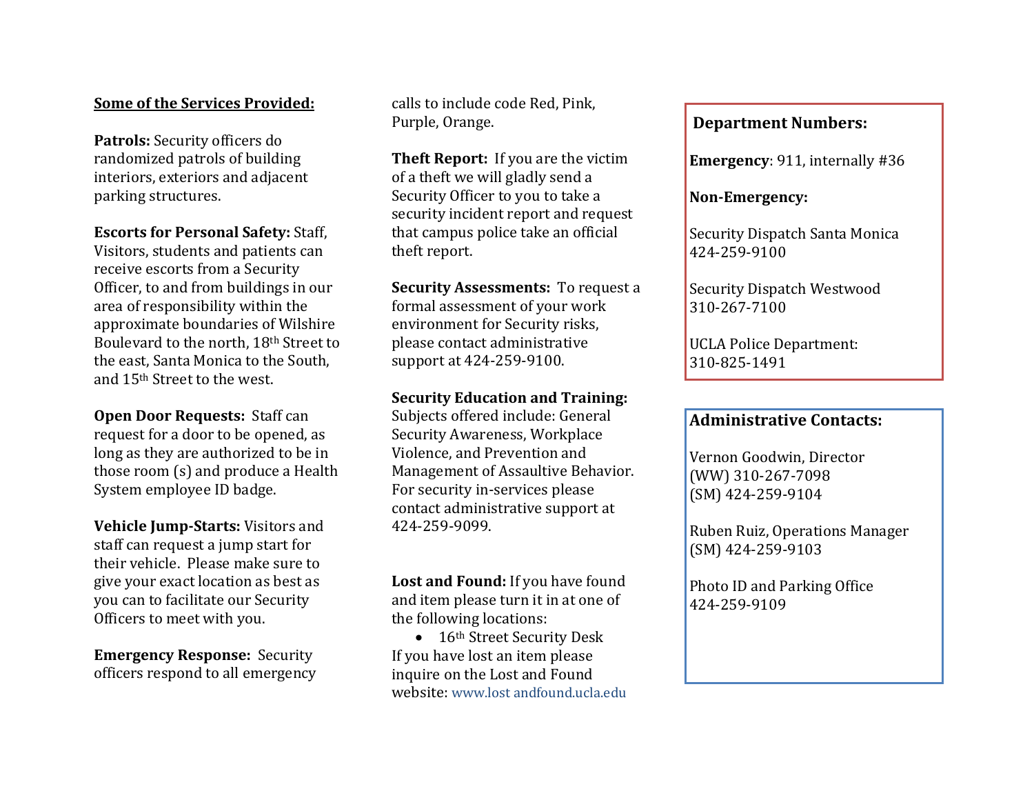**Some of the Services Provided:**

**Patrols:** Security officers do randomized patrols of building interiors, exteriors and adjacent parking structures.

**Escorts for Personal Safety:** Staff, Visitors, students and patients can receive escorts from a Security Officer, to and from buildings in our area of responsibility within the approximate boundaries of Wilshire Boulevard to the north, 18th Street to the east, Santa Monica to the South, and 15th Street to the west.

**Open Door Requests:** Staff can request for a door to be opened, as long as they are authorized to be in those room (s) and produce a Health System employee ID badge.

**Vehicle Jump-Starts:** Visitors and staff can request a jump start for their vehicle. Please make sure to give your exact location as best as you can to facilitate our Security Officers to meet with you.

**Emergency Response:** Security officers respond to all emergency calls to include code Red, Pink, Purple, Orange.

**Theft Report:** If you are the victim of a theft we will gladly send a Security Officer to you to take a security incident report and request that campus police take an official theft report.

**Security Assessments:** To request a formal assessment of your work environment for Security risks, please contact administrative support at 424-259-9100.

**Security Education and Training:** Subjects offered include: General Security Awareness, Workplace Violence, and Prevention and Management of Assaultive Behavior. For security in-services please contact administrative support at 424-259-9099.

**Lost and Found:** If you have found and item please turn it in at one of the following locations:

- 16th Street Security Desk

If you have lost an item please inquire on the Lost and Found website: www.lost andfound.ucla.edu

**Department Numbers:**

**Emergency**: 911, internally #36

**Non-Emergency:**

Security Dispatch Santa Monica
424-259-9100

Security Dispatch Westwood
310-267-7100

UCLA Police Department:
310-825-1491

**Administrative Contacts:**

Vernon Goodwin, Director
(WW) 310-267-7098
(SM) 424-259-9104

Ruben Ruiz, Operations Manager
(SM) 424-259-9103

Photo ID and Parking Office
424-259-9109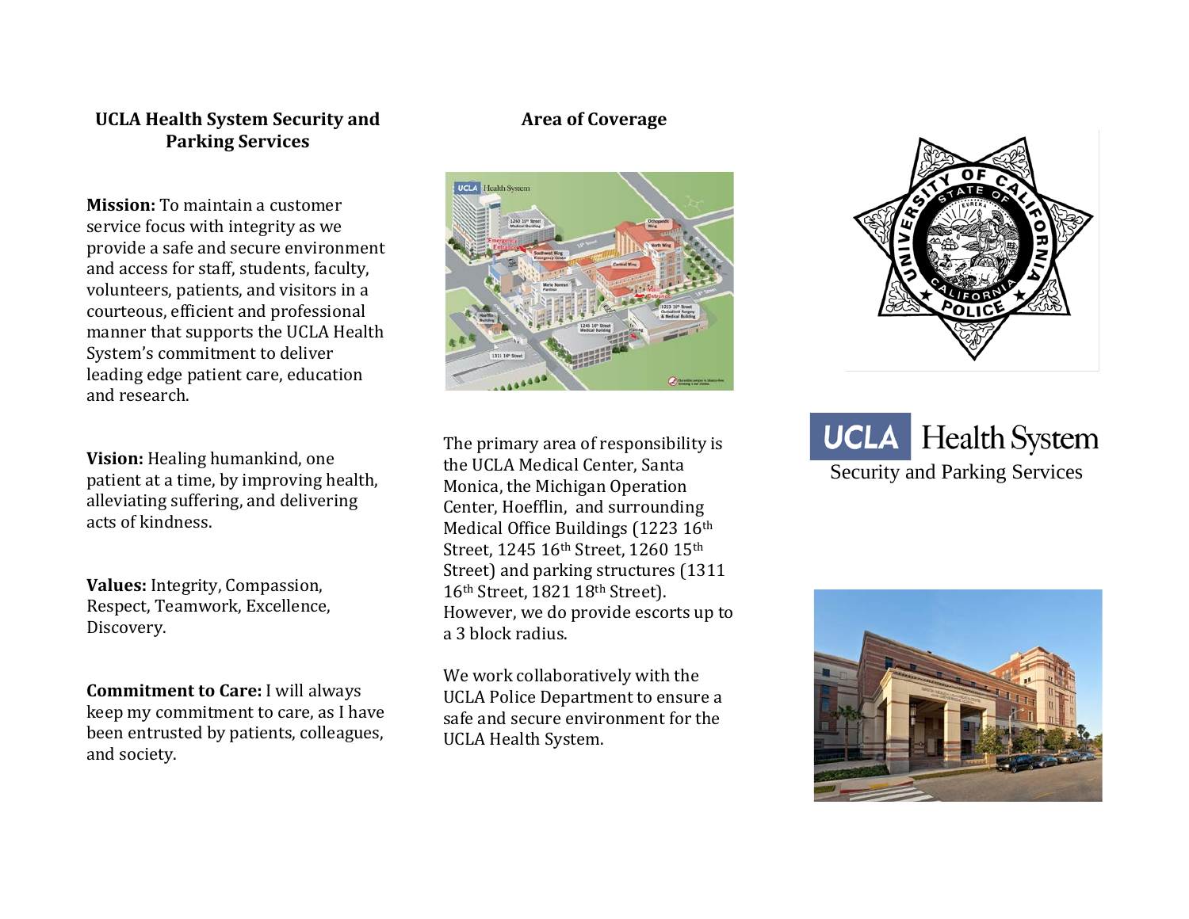## UCLA Health System Security and Parking Services

**Mission:** To maintain a customer service focus with integrity as we provide a safe and secure environment and access for staff, students, faculty, volunteers, patients, and visitors in a courteous, efficient and professional manner that supports the UCLA Health System's commitment to deliver leading edge patient care, education and research.

**Vision:** Healing humankind, one patient at a time, by improving health, alleviating suffering, and delivering acts of kindness.

**Values:** Integrity, Compassion, Respect, Teamwork, Excellence, Discovery.

**Commitment to Care:** I will always keep my commitment to care, as I have been entrusted by patients, colleagues, and society.

## Area of Coverage

The primary area of responsibility is the UCLA Medical Center, Santa Monica, the Michigan Operation Center, Hoefflin, and surrounding Medical Office Buildings (1223 16th Street, 1245 16th Street, 1260 15th Street) and parking structures (1311 16th Street, 1821 18th Street). However, we do provide escorts up to a 3 block radius.

We work collaboratively with the UCLA Police Department to ensure a safe and secure environment for the UCLA Health System.

UCLA Health System
Security and Parking Services